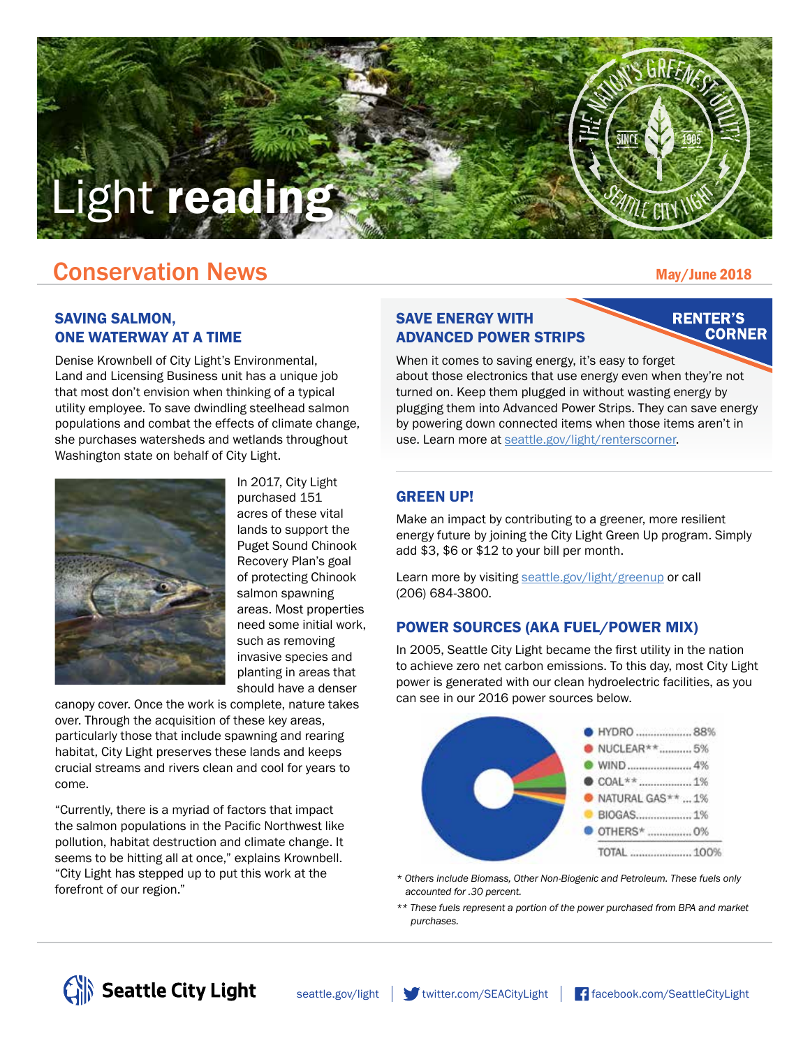# Light reading

## Conservation News

May/June 2018

### SAVING SALMON, ONE WATERWAY AT A TIME

Denise Krownbell of City Light's Environmental, Land and Licensing Business unit has a unique job that most don't envision when thinking of a typical utility employee. To save dwindling steelhead salmon populations and combat the effects of climate change, she purchases watersheds and wetlands throughout Washington state on behalf of City Light.

In 2017, City Light purchased 151 acres of these vital lands to support the Puget Sound Chinook Recovery Plan's goal of protecting Chinook salmon spawning areas. Most properties need some initial work, such as removing invasive species and planting in areas that should have a denser canopy cover. Once the work is complete, nature takes over. Through the acquisition of these key areas, particularly those that include spawning and rearing habitat, City Light preserves these lands and keeps crucial streams and rivers clean and cool for years to come.

"Currently, there is a myriad of factors that impact the salmon populations in the Pacific Northwest like pollution, habitat destruction and climate change. It seems to be hitting all at once," explains Krownbell. "City Light has stepped up to put this work at the forefront of our region."

### SAVE ENERGY WITH ADVANCED POWER STRIPS

**RENTER'S CORNER**

When it comes to saving energy, it's easy to forget about those electronics that use energy even when they're not turned on. Keep them plugged in without wasting energy by plugging them into Advanced Power Strips. They can save energy by powering down connected items when those items aren't in use. Learn more at [seattle.gov/light/renterscorner](seattle.gov/light/renterscorner).

### GREEN UP!

Make an impact by contributing to a greener, more resilient energy future by joining the City Light Green Up program. Simply add $3, $6 or $12 to your bill per month.

Learn more by visiting [seattle.gov/light/greenup](seattle.gov/light/greenup) or call (206) 684-3800.

### POWER SOURCES (AKA FUEL/POWER MIX)

In 2005, Seattle City Light became the first utility in the nation to achieve zero net carbon emissions. To this day, most City Light power is generated with our clean hydroelectric facilities, as you can see in our 2016 power sources below.

HYDRO .................. 88%
NUCLEAR** .......... 5%
WIND ...................... 4%
COAL** .................. 1%
NATURAL GAS** ... 1%
BIOGAS .................. 1%
OTHERS* ............... 0%
TOTAL .................... 100%

*\* Others include Biomass, Other Non-Biogenic and Petroleum. These fuels only accounted for .30 percent.*

*\*\* These fuels represent a portion of the power purchased from BPA and market purchases.*

Seattle City Light | seattle.gov/light | twitter.com/SEACityLight | facebook.com/SeattleCityLight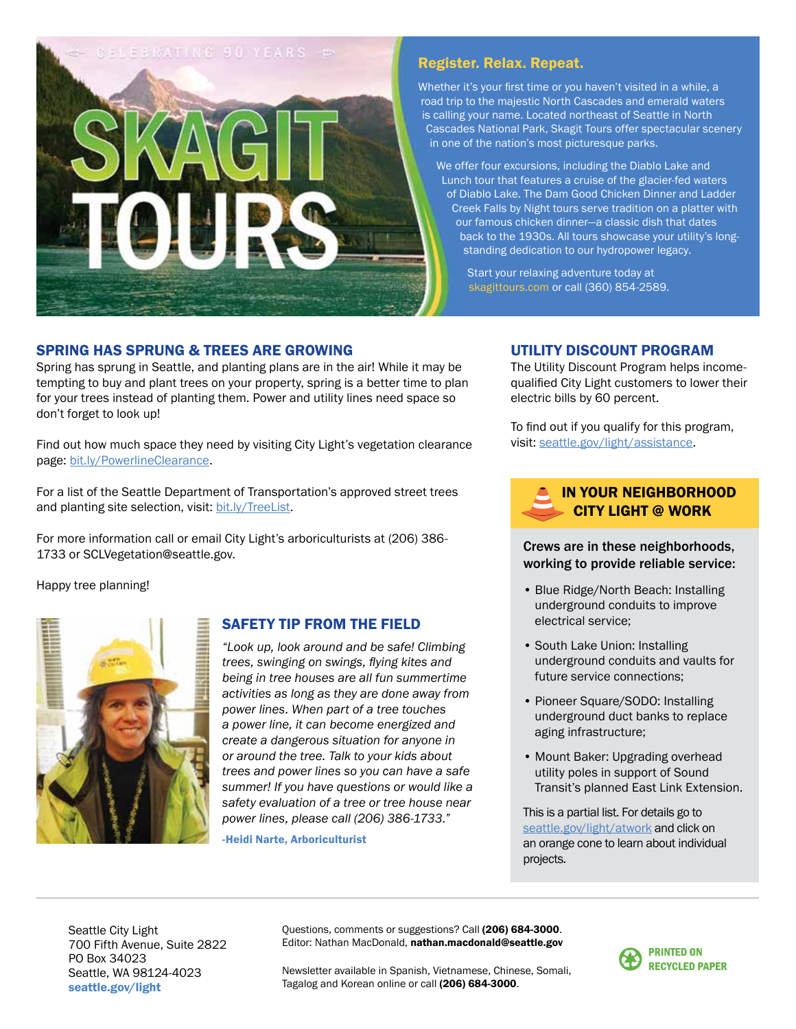CELEBRATING 90 YEARS

# SKAGIT TOURS

## Register. Relax. Repeat.

Whether it's your first time or you haven't visited in a while, a road trip to the majestic North Cascades and emerald waters is calling your name. Located northeast of Seattle in North Cascades National Park, Skagit Tours offer spectacular scenery in one of the nation's most picturesque parks.

We offer four excursions, including the Diablo Lake and Lunch tour that features a cruise of the glacier-fed waters of Diablo Lake. The Dam Good Chicken Dinner and Ladder Creek Falls by Night tours serve tradition on a platter with our famous chicken dinner—a classic dish that dates back to the 1930s. All tours showcase your utility's long-standing dedication to our hydropower legacy.

Start your relaxing adventure today at skagittours.com or call (360) 854-2589.

## SPRING HAS SPRUNG & TREES ARE GROWING

Spring has sprung in Seattle, and planting plans are in the air! While it may be tempting to buy and plant trees on your property, spring is a better time to plan for your trees instead of planting them. Power and utility lines need space so don't forget to look up!

Find out how much space they need by visiting City Light's vegetation clearance page: bit.ly/PowerlineClearance.

For a list of the Seattle Department of Transportation's approved street trees and planting site selection, visit: bit.ly/TreeList.

For more information call or email City Light's arboriculturists at (206) 386-1733 or SCLVegetation@seattle.gov.

Happy tree planning!

## SAFETY TIP FROM THE FIELD

*"Look up, look around and be safe! Climbing trees, swinging on swings, flying kites and being in tree houses are all fun summertime activities as long as they are done away from power lines. When part of a tree touches a power line, it can become energized and create a dangerous situation for anyone in or around the tree. Talk to your kids about trees and power lines so you can have a safe summer! If you have questions or would like a safety evaluation of a tree or tree house near power lines, please call (206) 386-1733."*

**-Heidi Narte, Arboriculturist**

## UTILITY DISCOUNT PROGRAM

The Utility Discount Program helps income-qualified City Light customers to lower their electric bills by 60 percent.

To find out if you qualify for this program, visit: seattle.gov/light/assistance.

## IN YOUR NEIGHBORHOOD CITY LIGHT @ WORK

**Crews are in these neighborhoods, working to provide reliable service:**

- Blue Ridge/North Beach: Installing underground conduits to improve electrical service;
- South Lake Union: Installing underground conduits and vaults for future service connections;
- Pioneer Square/SODO: Installing underground duct banks to replace aging infrastructure;
- Mount Baker: Upgrading overhead utility poles in support of Sound Transit's planned East Link Extension.

This is a partial list. For details go to seattle.gov/light/atwork and click on an orange cone to learn about individual projects.

---

Seattle City Light
700 Fifth Avenue, Suite 2822
PO Box 34023
Seattle, WA 98124-4023
**seattle.gov/light**

Questions, comments or suggestions? Call **(206) 684-3000**.
Editor: Nathan MacDonald, **nathan.macdonald@seattle.gov**

Newsletter available in Spanish, Vietnamese, Chinese, Somali, Tagalog and Korean online or call **(206) 684-3000**.

PRINTED ON RECYCLED PAPER